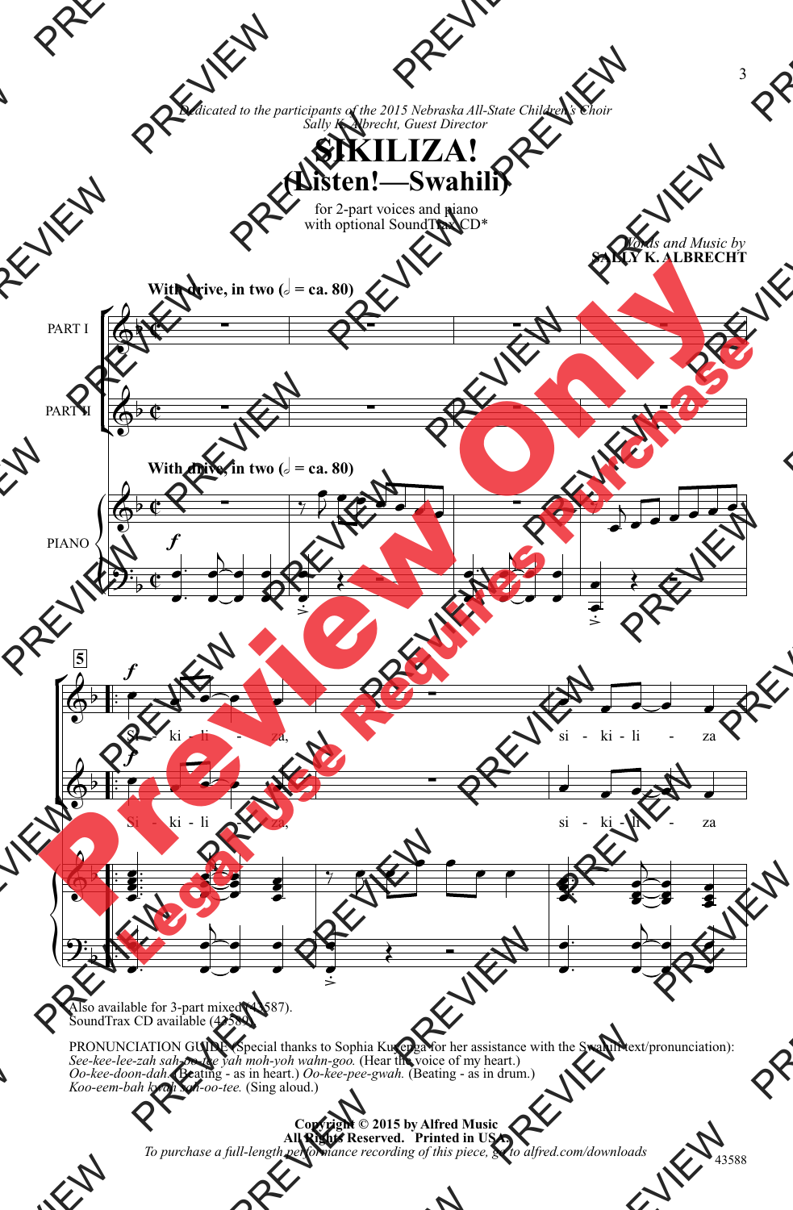*Dedicated to the participants of the 2015 Nebraska All-State Children's Choir*
*Sally K. Albrecht, Guest Director*

# SIKILIZA!
## (Listen!—Swahili)

for 2-part voices and piano
with optional SoundTrax CD*

*Words and Music by*
**SALLY K. ALBRECHT**

**With drive, in two (𝅗𝅥 = ca. 80)**

PART I

PART II

PIANO

Si - ki - li - za, si - ki - li - za

Si - ki - li - za, si - ki - li - za

* Also available for 3-part mixed (43587).
SoundTrax CD available (43589).

PRONUNCIATION GUIDE (Special thanks to Sophia Kuzenga for her assistance with the Swahili text/pronunciation):
*See-kee-lee-zah sah-oo-tee yah moh-yoh wahn-goo.* (Hear the voice of my heart.)
*Oo-kee-doon-dah.* (Beating - as in heart.) *Oo-kee-pee-gwah.* (Beating - as in drum.)
*Koo-eem-bah kwah sah-oo-tee.* (Sing aloud.)

**Copyright © 2015 by Alfred Music**
**All Rights Reserved. Printed in USA.**
*To purchase a full-length performance recording of this piece, go to alfred.com/downloads*

43588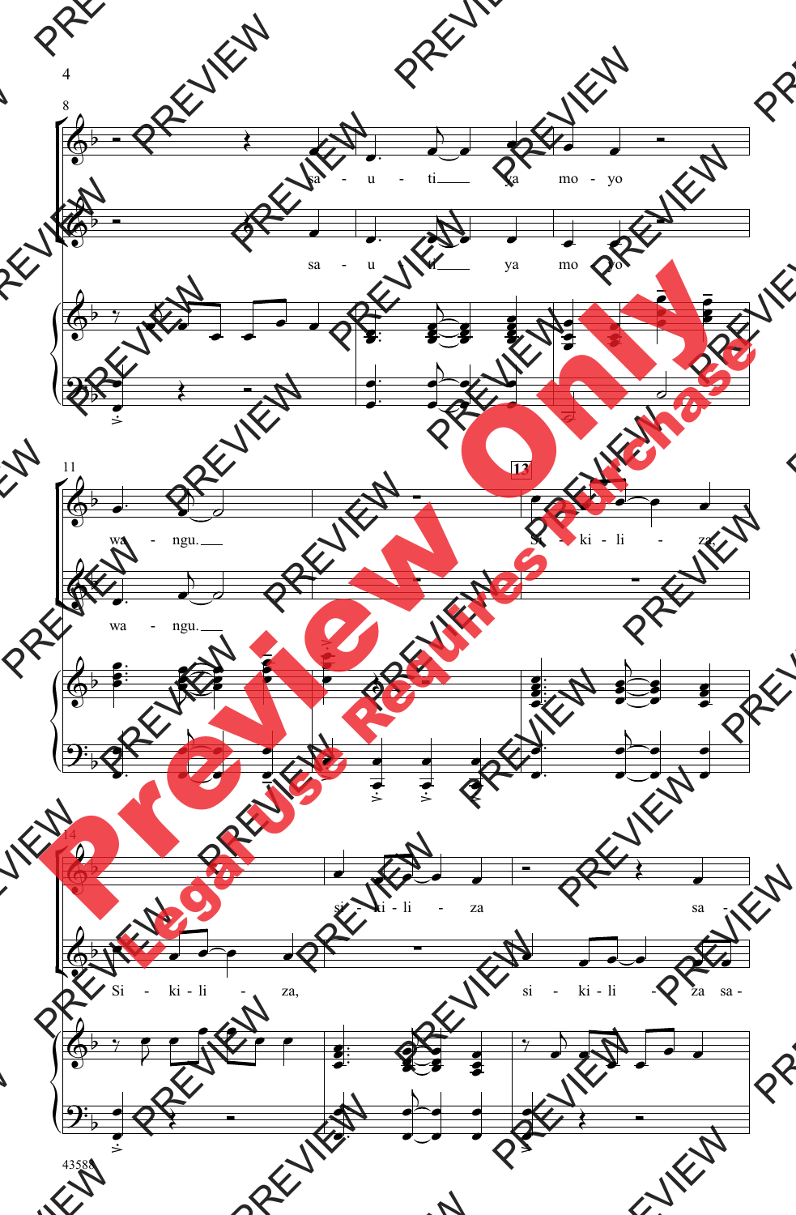8

sa - u - ti ya mo - yo

sa - u - ti ya mo - yo

11

wa - ngu.

13

Si - ki - li - za.

wa - ngu.

14

si - ki - li - za sa -

Si - ki - li - za, si - ki - li - za sa -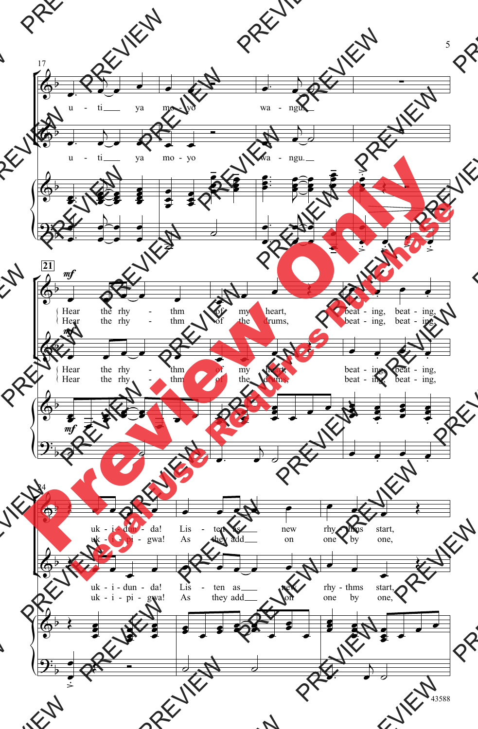17

u - ti ___ ya mo - yo wa - ngu. ___

u - ti ___ ya mo - yo wa - ngu. ___

21

*mf*

Hear the rhy - thm of my heart, beat - ing, beat - ing,
Hear the rhy - thm of the drums, beat - ing, beat - ing,

*mf*

Hear the rhy - thm of my heart, beat - ing, beat - ing,
Hear the rhy - thm of the drums, beat - ing, beat - ing,

*mf*

24

uk - i - dun - da! Lis - ten as ___ new rhy - thms start,
uk - i - pi - gwa! As they add ___ on one by one,

uk - i - dun - da! Lis - ten as ___ new rhy - thms start,
uk - i - pi - gwa! As they add ___ on one by one,

43588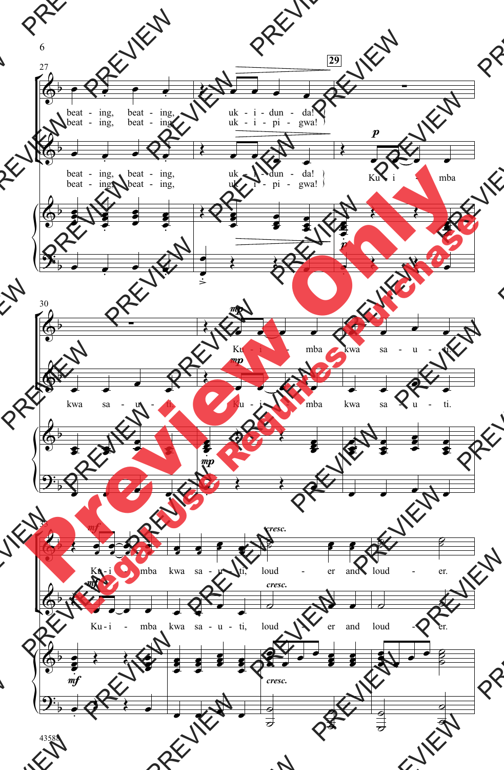27

beat - ing, beat - ing, uk - i - dun - da!
beat - ing, beat - ing, uk - i - pi - gwa!

beat - ing, beat - ing, uk - i - dun - da!
beat - ing, beat - ing, uk - i - pi - gwa!

**29**

*p*

Ku - i - mba

30

*mp*

Ku - i - mba kwa sa - u - ti.

kwa sa - u - ti. Ku - i - mba kwa sa - u - ti.

33

*mf*

Ku - i - mba kwa sa - u - ti, loud - er and loud - er.

*cresc.*

Ku - i - mba kwa sa - u - ti, loud - er and loud - er.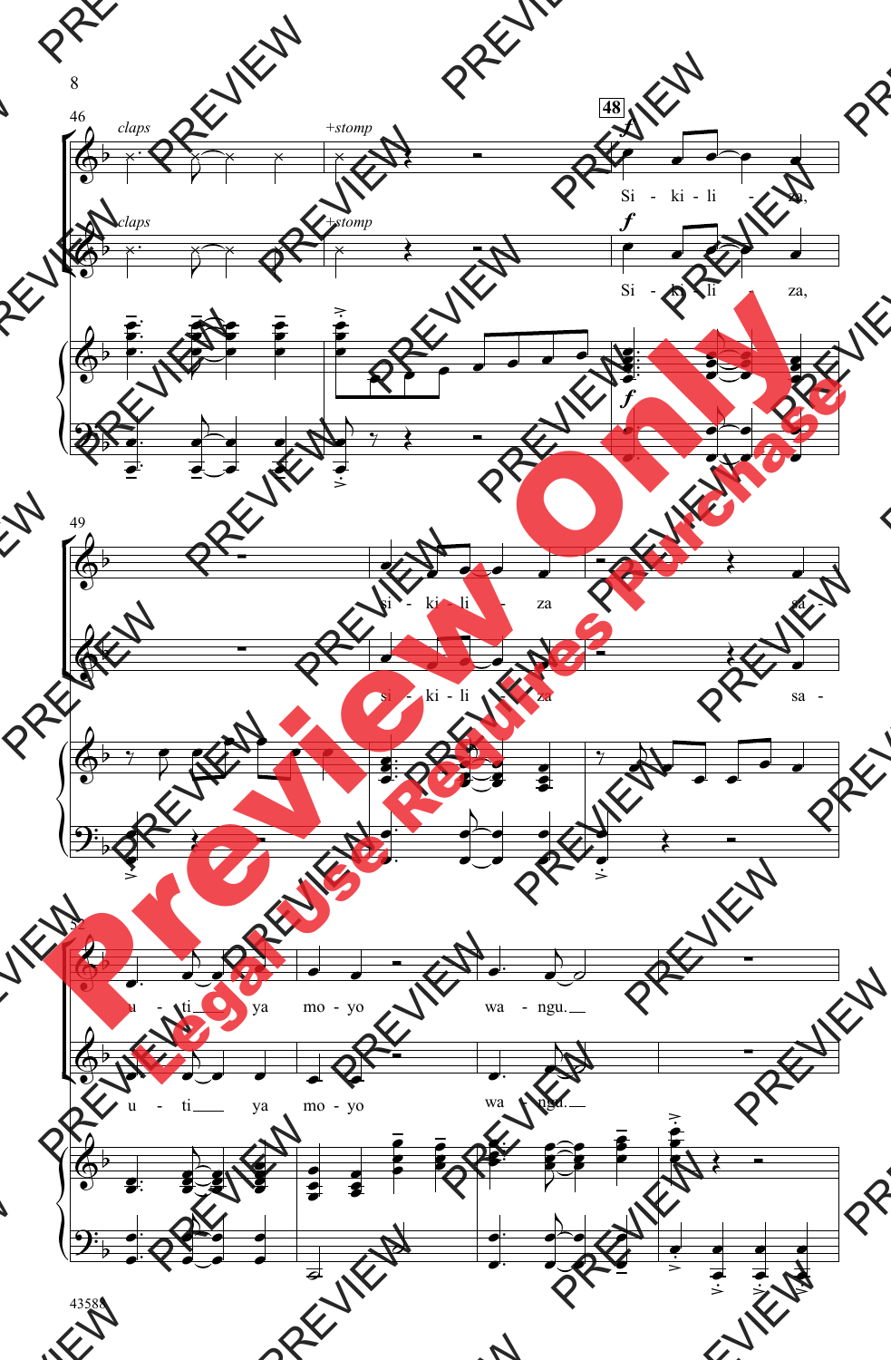*claps*

*+stomp*

**48**

Si - ki - li - za,

*claps*

*+stomp*

Si - ki - li - za,

si - ki - li - za

sa -

si - ki - li - za

sa -

u - ti ya mo - yo wa - ngu.

u - ti ya mo - yo wa - ngu.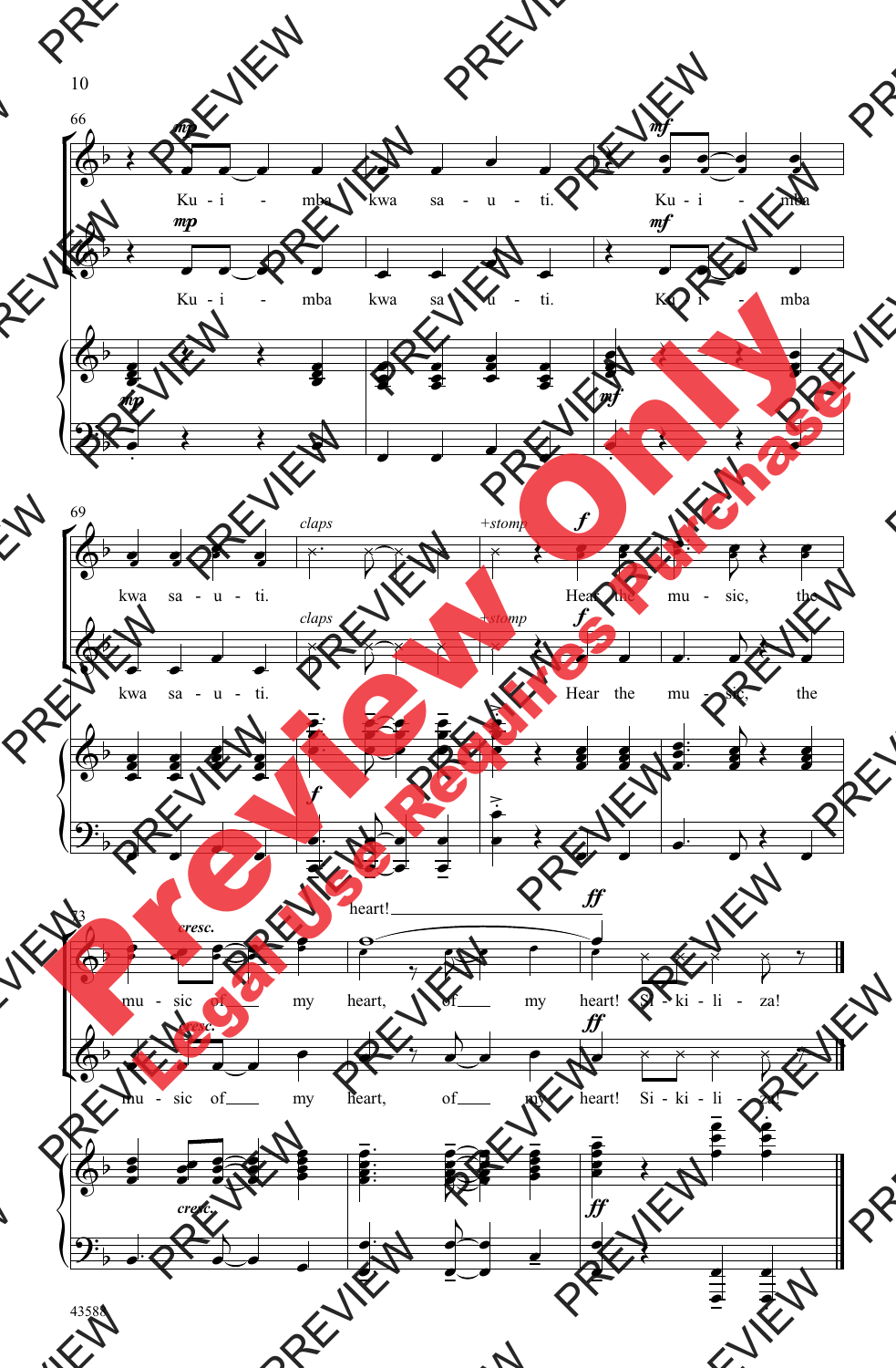Ku - i - mba kwa sa - u - ti. Ku - i - mba

Ku - i - mba kwa sa - u - ti. Ku - i - mba

kwa sa - u - ti. Hear the mu - sic, the

kwa sa - u - ti. Hear the mu - sic, the

heart!

mu - sic of my heart, of my heart! Si - ki - li - za!

mu - sic of my heart, of my heart! Si - ki - li - za!